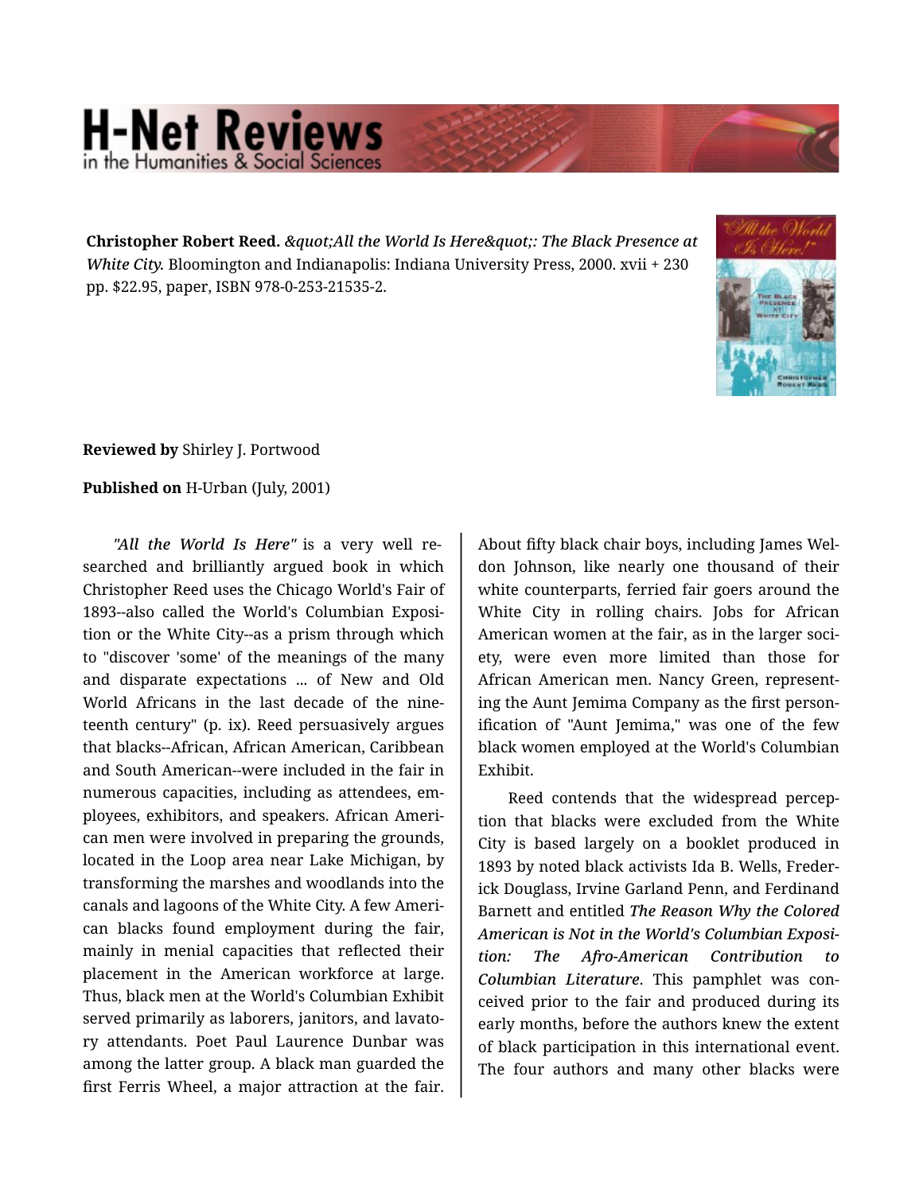**Christopher Robert Reed.** *&quot;All the World Is Here&quot;: The Black Presence at White City.* Bloomington and Indianapolis: Indiana University Press, 2000. xvii + 230 pp. $22.95, paper, ISBN 978-0-253-21535-2.

**Reviewed by** Shirley J. Portwood

**Published on** H-Urban (July, 2001)

*"All the World Is Here"* is a very well researched and brilliantly argued book in which Christopher Reed uses the Chicago World's Fair of 1893--also called the World's Columbian Exposition or the White City--as a prism through which to "discover 'some' of the meanings of the many and disparate expectations ... of New and Old World Africans in the last decade of the nineteenth century" (p. ix). Reed persuasively argues that blacks--African, African American, Caribbean and South American--were included in the fair in numerous capacities, including as attendees, employees, exhibitors, and speakers. African American men were involved in preparing the grounds, located in the Loop area near Lake Michigan, by transforming the marshes and woodlands into the canals and lagoons of the White City. A few American blacks found employment during the fair, mainly in menial capacities that reflected their placement in the American workforce at large. Thus, black men at the World's Columbian Exhibit served primarily as laborers, janitors, and lavatory attendants. Poet Paul Laurence Dunbar was among the latter group. A black man guarded the first Ferris Wheel, a major attraction at the fair. About fifty black chair boys, including James Weldon Johnson, like nearly one thousand of their white counterparts, ferried fair goers around the White City in rolling chairs. Jobs for African American women at the fair, as in the larger society, were even more limited than those for African American men. Nancy Green, representing the Aunt Jemima Company as the first personification of "Aunt Jemima," was one of the few black women employed at the World's Columbian Exhibit.

Reed contends that the widespread perception that blacks were excluded from the White City is based largely on a booklet produced in 1893 by noted black activists Ida B. Wells, Frederick Douglass, Irvine Garland Penn, and Ferdinand Barnett and entitled ***The Reason Why the Colored American is Not in the World's Columbian Exposition: The Afro-American Contribution to Columbian Literature***. This pamphlet was conceived prior to the fair and produced during its early months, before the authors knew the extent of black participation in this international event. The four authors and many other blacks were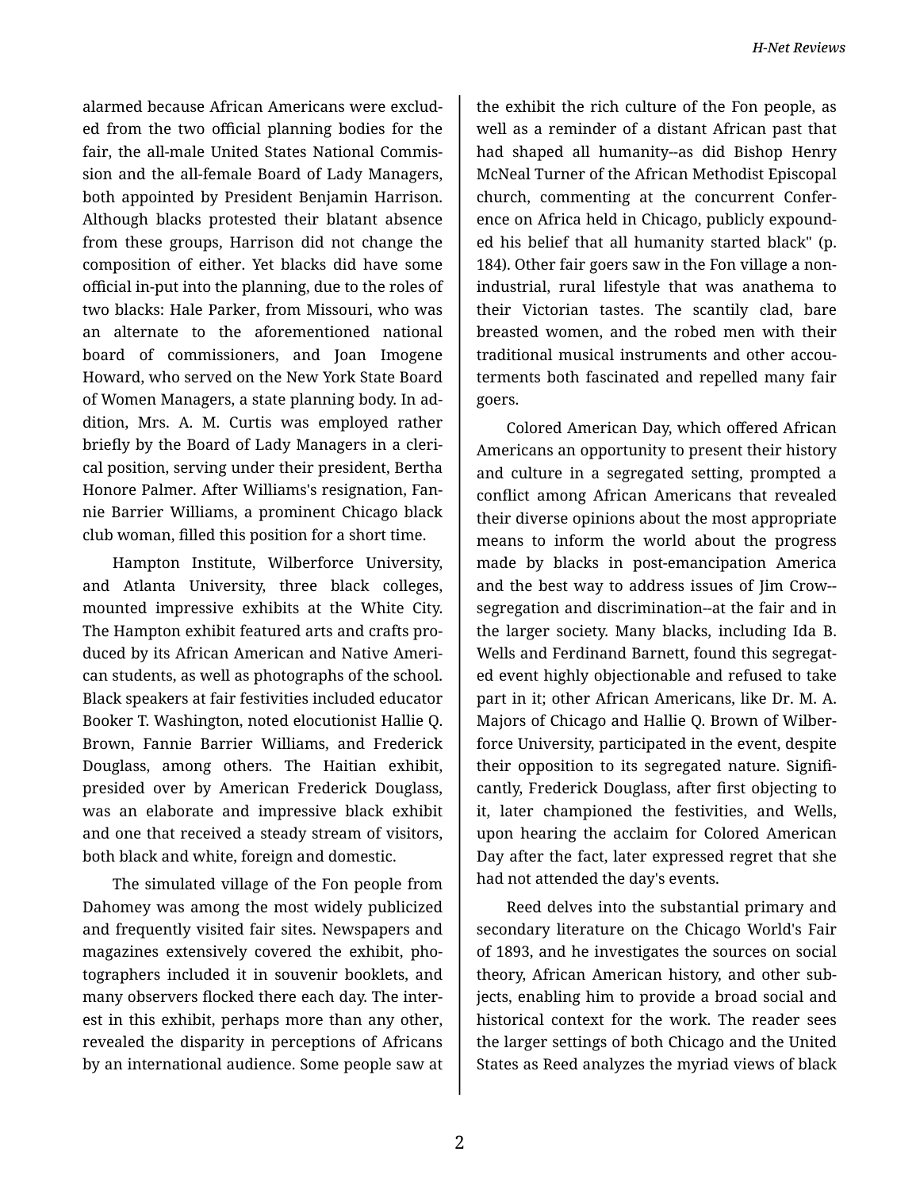alarmed because African Americans were excluded from the two official planning bodies for the fair, the all-male United States National Commission and the all-female Board of Lady Managers, both appointed by President Benjamin Harrison. Although blacks protested their blatant absence from these groups, Harrison did not change the composition of either. Yet blacks did have some official in-put into the planning, due to the roles of two blacks: Hale Parker, from Missouri, who was an alternate to the aforementioned national board of commissioners, and Joan Imogene Howard, who served on the New York State Board of Women Managers, a state planning body. In addition, Mrs. A. M. Curtis was employed rather briefly by the Board of Lady Managers in a clerical position, serving under their president, Bertha Honore Palmer. After Williams's resignation, Fannie Barrier Williams, a prominent Chicago black club woman, filled this position for a short time.

Hampton Institute, Wilberforce University, and Atlanta University, three black colleges, mounted impressive exhibits at the White City. The Hampton exhibit featured arts and crafts produced by its African American and Native American students, as well as photographs of the school. Black speakers at fair festivities included educator Booker T. Washington, noted elocutionist Hallie Q. Brown, Fannie Barrier Williams, and Frederick Douglass, among others. The Haitian exhibit, presided over by American Frederick Douglass, was an elaborate and impressive black exhibit and one that received a steady stream of visitors, both black and white, foreign and domestic.

The simulated village of the Fon people from Dahomey was among the most widely publicized and frequently visited fair sites. Newspapers and magazines extensively covered the exhibit, photographers included it in souvenir booklets, and many observers flocked there each day. The interest in this exhibit, perhaps more than any other, revealed the disparity in perceptions of Africans by an international audience. Some people saw at the exhibit the rich culture of the Fon people, as well as a reminder of a distant African past that had shaped all humanity--as did Bishop Henry McNeal Turner of the African Methodist Episcopal church, commenting at the concurrent Conference on Africa held in Chicago, publicly expounded his belief that all humanity started black" (p. 184). Other fair goers saw in the Fon village a non-industrial, rural lifestyle that was anathema to their Victorian tastes. The scantily clad, bare breasted women, and the robed men with their traditional musical instruments and other accouterments both fascinated and repelled many fair goers.

Colored American Day, which offered African Americans an opportunity to present their history and culture in a segregated setting, prompted a conflict among African Americans that revealed their diverse opinions about the most appropriate means to inform the world about the progress made by blacks in post-emancipation America and the best way to address issues of Jim Crow--segregation and discrimination--at the fair and in the larger society. Many blacks, including Ida B. Wells and Ferdinand Barnett, found this segregated event highly objectionable and refused to take part in it; other African Americans, like Dr. M. A. Majors of Chicago and Hallie Q. Brown of Wilberforce University, participated in the event, despite their opposition to its segregated nature. Significantly, Frederick Douglass, after first objecting to it, later championed the festivities, and Wells, upon hearing the acclaim for Colored American Day after the fact, later expressed regret that she had not attended the day's events.

Reed delves into the substantial primary and secondary literature on the Chicago World's Fair of 1893, and he investigates the sources on social theory, African American history, and other subjects, enabling him to provide a broad social and historical context for the work. The reader sees the larger settings of both Chicago and the United States as Reed analyzes the myriad views of black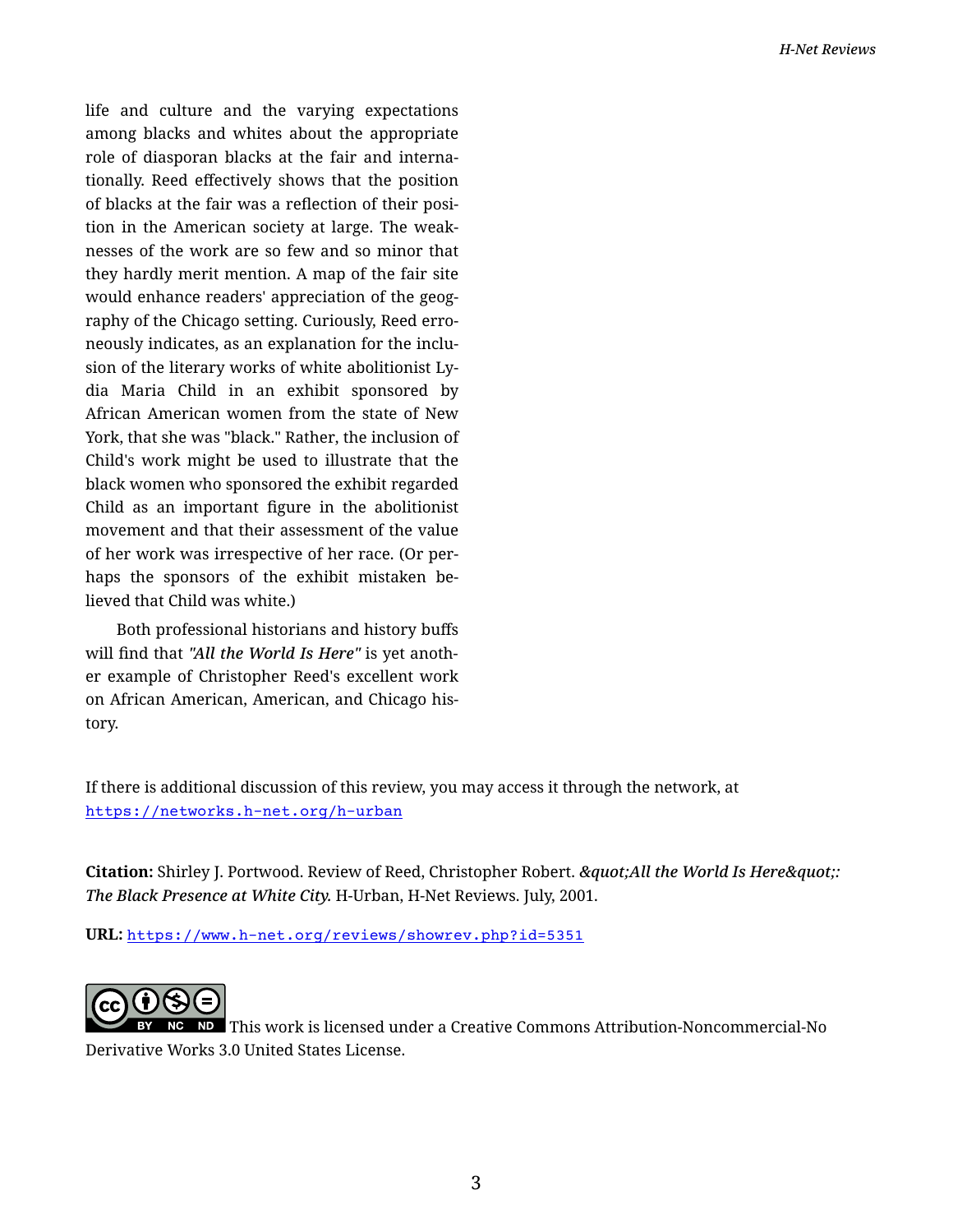life and culture and the varying expectations among blacks and whites about the appropriate role of diasporan blacks at the fair and internationally. Reed effectively shows that the position of blacks at the fair was a reflection of their position in the American society at large. The weaknesses of the work are so few and so minor that they hardly merit mention. A map of the fair site would enhance readers' appreciation of the geography of the Chicago setting. Curiously, Reed erroneously indicates, as an explanation for the inclusion of the literary works of white abolitionist Lydia Maria Child in an exhibit sponsored by African American women from the state of New York, that she was "black." Rather, the inclusion of Child's work might be used to illustrate that the black women who sponsored the exhibit regarded Child as an important figure in the abolitionist movement and that their assessment of the value of her work was irrespective of her race. (Or perhaps the sponsors of the exhibit mistaken believed that Child was white.)

Both professional historians and history buffs will find that *"All the World Is Here"* is yet another example of Christopher Reed's excellent work on African American, American, and Chicago history.

If there is additional discussion of this review, you may access it through the network, at https://networks.h-net.org/h-urban

**Citation:** Shirley J. Portwood. Review of Reed, Christopher Robert. *&quot;All the World Is Here&quot;: The Black Presence at White City.* H-Urban, H-Net Reviews. July, 2001.

**URL:** https://www.h-net.org/reviews/showrev.php?id=5351

This work is licensed under a Creative Commons Attribution-Noncommercial-No Derivative Works 3.0 United States License.